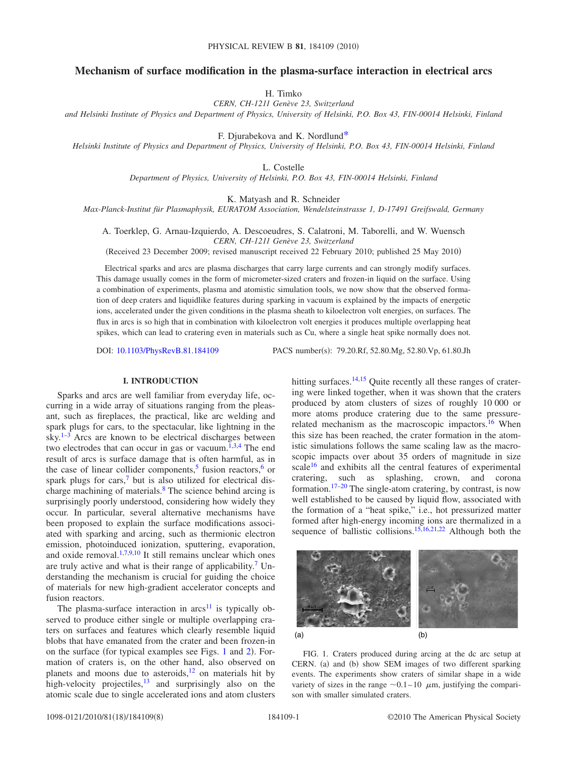# Mechanism of surface modification in the plasma-surface interaction in electrical arcs

H. Timko

*CERN, CH-1211 Genève 23, Switzerland*

*and Helsinki Institute of Physics and Department of Physics, University of Helsinki, P.O. Box 43, FIN-00014 Helsinki, Finland*

F. Djurabekova and K. Nordlund*

*Helsinki Institute of Physics and Department of Physics, University of Helsinki, P.O. Box 43, FIN-00014 Helsinki, Finland*

L. Costelle

*Department of Physics, University of Helsinki, P.O. Box 43, FIN-00014 Helsinki, Finland*

K. Matyash and R. Schneider

*Max-Planck-Institut für Plasmaphysik, EURATOM Association, Wendelsteinstrasse 1, D-17491 Greifswald, Germany*

A. Toerklep, G. Arnau-Izquierdo, A. Descoeudres, S. Calatroni, M. Taborelli, and W. Wuensch

*CERN, CH-1211 Genève 23, Switzerland*

(Received 23 December 2009; revised manuscript received 22 February 2010; published 25 May 2010)

Electrical sparks and arcs are plasma discharges that carry large currents and can strongly modify surfaces. This damage usually comes in the form of micrometer-sized craters and frozen-in liquid on the surface. Using a combination of experiments, plasma and atomistic simulation tools, we now show that the observed formation of deep craters and liquidlike features during sparking in vacuum is explained by the impacts of energetic ions, accelerated under the given conditions in the plasma sheath to kiloelectron volt energies, on surfaces. The flux in arcs is so high that in combination with kiloelectron volt energies it produces multiple overlapping heat spikes, which can lead to cratering even in materials such as Cu, where a single heat spike normally does not.

DOI: 10.1103/PhysRevB.81.184109 PACS number(s): 79.20.Rf, 52.80.Mg, 52.80.Vp, 61.80.Jh

## I. INTRODUCTION

Sparks and arcs are well familiar from everyday life, occurring in a wide array of situations ranging from the pleasant, such as fireplaces, the practical, like arc welding and spark plugs for cars, to the spectacular, like lightning in the sky.[1–3] Arcs are known to be electrical discharges between two electrodes that can occur in gas or vacuum.[1,3,4] The end result of arcs is surface damage that is often harmful, as in the case of linear collider components,[5] fusion reactors,[6] or spark plugs for cars,[7] but is also utilized for electrical discharge machining of materials.[8] The science behind arcing is surprisingly poorly understood, considering how widely they occur. In particular, several alternative mechanisms have been proposed to explain the surface modifications associated with sparking and arcing, such as thermionic electron emission, photoinduced ionization, sputtering, evaporation, and oxide removal.[1,7,9,10] It still remains unclear which ones are truly active and what is their range of applicability.[7] Understanding the mechanism is crucial for guiding the choice of materials for new high-gradient accelerator concepts and fusion reactors.

The plasma-surface interaction in arcs[11] is typically observed to produce either single or multiple overlapping craters on surfaces and features which clearly resemble liquid blobs that have emanated from the crater and been frozen-in on the surface (for typical examples see Figs. 1 and 2). Formation of craters is, on the other hand, also observed on planets and moons due to asteroids,[12] on materials hit by high-velocity projectiles,[13] and surprisingly also on the atomic scale due to single accelerated ions and atom clusters hitting surfaces.[14,15] Quite recently all these ranges of cratering were linked together, when it was shown that the craters produced by atom clusters of sizes of roughly 10 000 or more atoms produce cratering due to the same pressure-related mechanism as the macroscopic impactors.[16] When this size has been reached, the crater formation in the atomistic simulations follows the same scaling law as the macroscopic impacts over about 35 orders of magnitude in size scale[16] and exhibits all the central features of experimental cratering, such as splashing, crown, and corona formation.[17–20] The single-atom cratering, by contrast, is now well established to be caused by liquid flow, associated with the formation of a "heat spike," i.e., hot pressurized matter formed after high-energy incoming ions are thermalized in a sequence of ballistic collisions.[15,16,21,22] Although both the

FIG. 1. Craters produced during arcing at the dc arc setup at CERN. (a) and (b) show SEM images of two different sparking events. The experiments show craters of similar shape in a wide variety of sizes in the range ~0.1–10 μm, justifying the comparison with smaller simulated craters.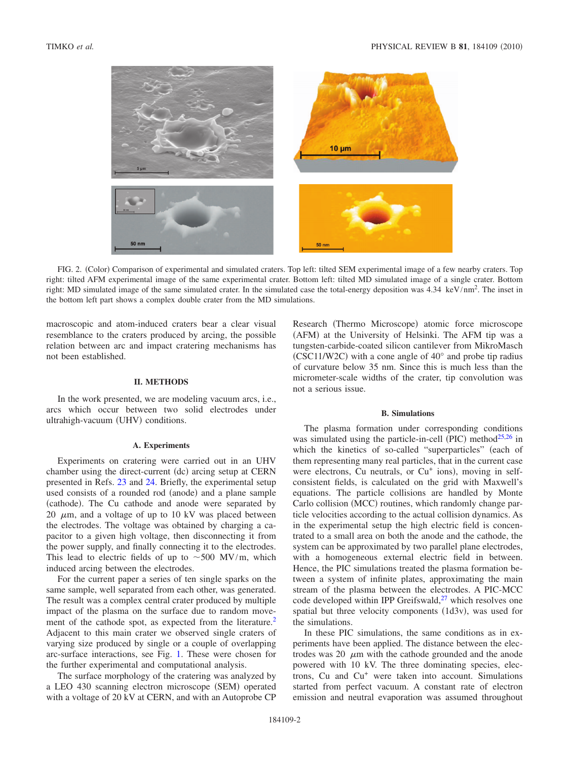FIG. 2. (Color) Comparison of experimental and simulated craters. Top left: tilted SEM experimental image of a few nearby craters. Top right: tilted AFM experimental image of the same experimental crater. Bottom left: tilted MD simulated image of a single crater. Bottom right: MD simulated image of the same simulated crater. In the simulated case the total-energy deposition was 4.34 keV/nm$^2$. The inset in the bottom left part shows a complex double crater from the MD simulations.

macroscopic and atom-induced craters bear a clear visual resemblance to the craters produced by arcing, the possible relation between arc and impact cratering mechanisms has not been established.

## II. METHODS

In the work presented, we are modeling vacuum arcs, i.e., arcs which occur between two solid electrodes under ultrahigh-vacuum (UHV) conditions.

### A. Experiments

Experiments on cratering were carried out in an UHV chamber using the direct-current (dc) arcing setup at CERN presented in Refs. 23 and 24. Briefly, the experimental setup used consists of a rounded rod (anode) and a plane sample (cathode). The Cu cathode and anode were separated by 20 $\mu$m, and a voltage of up to 10 kV was placed between the electrodes. The voltage was obtained by charging a capacitor to a given high voltage, then disconnecting it from the power supply, and finally connecting it to the electrodes. This lead to electric fields of up to ~500 MV/m, which induced arcing between the electrodes.

For the current paper a series of ten single sparks on the same sample, well separated from each other, was generated. The result was a complex central crater produced by multiple impact of the plasma on the surface due to random movement of the cathode spot, as expected from the literature.[2] Adjacent to this main crater we observed single craters of varying size produced by single or a couple of overlapping arc-surface interactions, see Fig. 1. These were chosen for the further experimental and computational analysis.

The surface morphology of the cratering was analyzed by a LEO 430 scanning electron microscope (SEM) operated with a voltage of 20 kV at CERN, and with an Autoprobe CP Research (Thermo Microscope) atomic force microscope (AFM) at the University of Helsinki. The AFM tip was a tungsten-carbide-coated silicon cantilever from MikroMasch (CSC11/W2C) with a cone angle of 40° and probe tip radius of curvature below 35 nm. Since this is much less than the micrometer-scale widths of the crater, tip convolution was not a serious issue.

### B. Simulations

The plasma formation under corresponding conditions was simulated using the particle-in-cell (PIC) method[25,26] in which the kinetics of so-called "superparticles" (each of them representing many real particles, that in the current case were electrons, Cu neutrals, or Cu$^+$ ions), moving in self-consistent fields, is calculated on the grid with Maxwell's equations. The particle collisions are handled by Monte Carlo collision (MCC) routines, which randomly change particle velocities according to the actual collision dynamics. As in the experimental setup the high electric field is concentrated to a small area on both the anode and the cathode, the system can be approximated by two parallel plane electrodes, with a homogeneous external electric field in between. Hence, the PIC simulations treated the plasma formation between a system of infinite plates, approximating the main stream of the plasma between the electrodes. A PIC-MCC code developed within IPP Greifswald,[27] which resolves one spatial but three velocity components (1d3v), was used for the simulations.

In these PIC simulations, the same conditions as in experiments have been applied. The distance between the electrodes was 20 $\mu$m with the cathode grounded and the anode powered with 10 kV. The three dominating species, electrons, Cu and Cu$^+$ were taken into account. Simulations started from perfect vacuum. A constant rate of electron emission and neutral evaporation was assumed throughout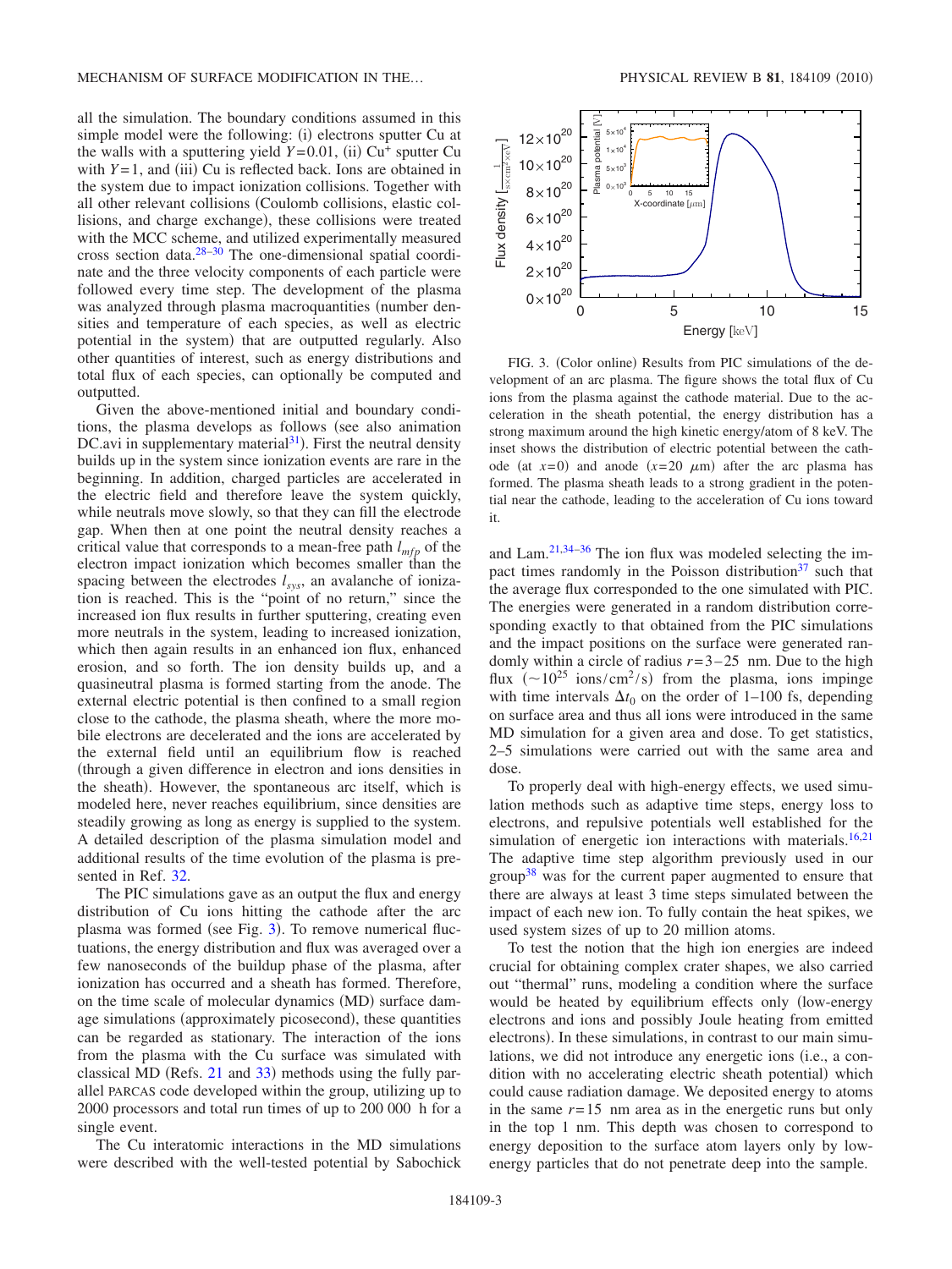all the simulation. The boundary conditions assumed in this simple model were the following: (i) electrons sputter Cu at the walls with a sputtering yield $Y=0.01$, (ii) $Cu^+$ sputter Cu with $Y=1$, and (iii) Cu is reflected back. Ions are obtained in the system due to impact ionization collisions. Together with all other relevant collisions (Coulomb collisions, elastic collisions, and charge exchange), these collisions were treated with the MCC scheme, and utilized experimentally measured cross section data.[28–30] The one-dimensional spatial coordinate and the three velocity components of each particle were followed every time step. The development of the plasma was analyzed through plasma macroquantities (number densities and temperature of each species, as well as electric potential in the system) that are outputted regularly. Also other quantities of interest, such as energy distributions and total flux of each species, can optionally be computed and outputted.

Given the above-mentioned initial and boundary conditions, the plasma develops as follows (see also animation DC.avi in supplementary material[31]). First the neutral density builds up in the system since ionization events are rare in the beginning. In addition, charged particles are accelerated in the electric field and therefore leave the system quickly, while neutrals move slowly, so that they can fill the electrode gap. When then at one point the neutral density reaches a critical value that corresponds to a mean-free path $l_{mfp}$ of the electron impact ionization which becomes smaller than the spacing between the electrodes $l_{sys}$, an avalanche of ionization is reached. This is the "point of no return," since the increased ion flux results in further sputtering, creating even more neutrals in the system, leading to increased ionization, which then again results in an enhanced ion flux, enhanced erosion, and so forth. The ion density builds up, and a quasineutral plasma is formed starting from the anode. The external electric potential is then confined to a small region close to the cathode, the plasma sheath, where the more mobile electrons are decelerated and the ions are accelerated by the external field until an equilibrium flow is reached (through a given difference in electron and ions densities in the sheath). However, the spontaneous arc itself, which is modeled here, never reaches equilibrium, since densities are steadily growing as long as energy is supplied to the system. A detailed description of the plasma simulation model and additional results of the time evolution of the plasma is presented in Ref. 32.

The PIC simulations gave as an output the flux and energy distribution of Cu ions hitting the cathode after the arc plasma was formed (see Fig. 3). To remove numerical fluctuations, the energy distribution and flux was averaged over a few nanoseconds of the buildup phase of the plasma, after ionization has occurred and a sheath has formed. Therefore, on the time scale of molecular dynamics (MD) surface damage simulations (approximately picosecond), these quantities can be regarded as stationary. The interaction of the ions from the plasma with the Cu surface was simulated with classical MD (Refs. 21 and 33) methods using the fully parallel PARCAS code developed within the group, utilizing up to 2000 processors and total run times of up to 200 000 h for a single event.

The Cu interatomic interactions in the MD simulations were described with the well-tested potential by Sabochick and Lam.[21,34–36] The ion flux was modeled selecting the impact times randomly in the Poisson distribution[37] such that the average flux corresponded to the one simulated with PIC. The energies were generated in a random distribution corresponding exactly to that obtained from the PIC simulations and the impact positions on the surface were generated randomly within a circle of radius $r=3-25$ nm. Due to the high flux ($\sim 10^{25}$ ions/cm$^2$/s) from the plasma, ions impinge with time intervals $\Delta t_0$ on the order of 1–100 fs, depending on surface area and thus all ions were introduced in the same MD simulation for a given area and dose. To get statistics, 2–5 simulations were carried out with the same area and dose.

FIG. 3. (Color online) Results from PIC simulations of the development of an arc plasma. The figure shows the total flux of Cu ions from the plasma against the cathode material. Due to the acceleration in the sheath potential, the energy distribution has a strong maximum around the high kinetic energy/atom of 8 keV. The inset shows the distribution of electric potential between the cathode (at $x=0$) and anode ($x=20$ $\mu$m) after the arc plasma has formed. The plasma sheath leads to a strong gradient in the potential near the cathode, leading to the acceleration of Cu ions toward it.

To properly deal with high-energy effects, we used simulation methods such as adaptive time steps, energy loss to electrons, and repulsive potentials well established for the simulation of energetic ion interactions with materials.[16,21] The adaptive time step algorithm previously used in our group[38] was for the current paper augmented to ensure that there are always at least 3 time steps simulated between the impact of each new ion. To fully contain the heat spikes, we used system sizes of up to 20 million atoms.

To test the notion that the high ion energies are indeed crucial for obtaining complex crater shapes, we also carried out "thermal" runs, modeling a condition where the surface would be heated by equilibrium effects only (low-energy electrons and ions and possibly Joule heating from emitted electrons). In these simulations, in contrast to our main simulations, we did not introduce any energetic ions (i.e., a condition with no accelerating electric sheath potential) which could cause radiation damage. We deposited energy to atoms in the same $r=15$ nm area as in the energetic runs but only in the top 1 nm. This depth was chosen to correspond to energy deposition to the surface atom layers only by low-energy particles that do not penetrate deep into the sample.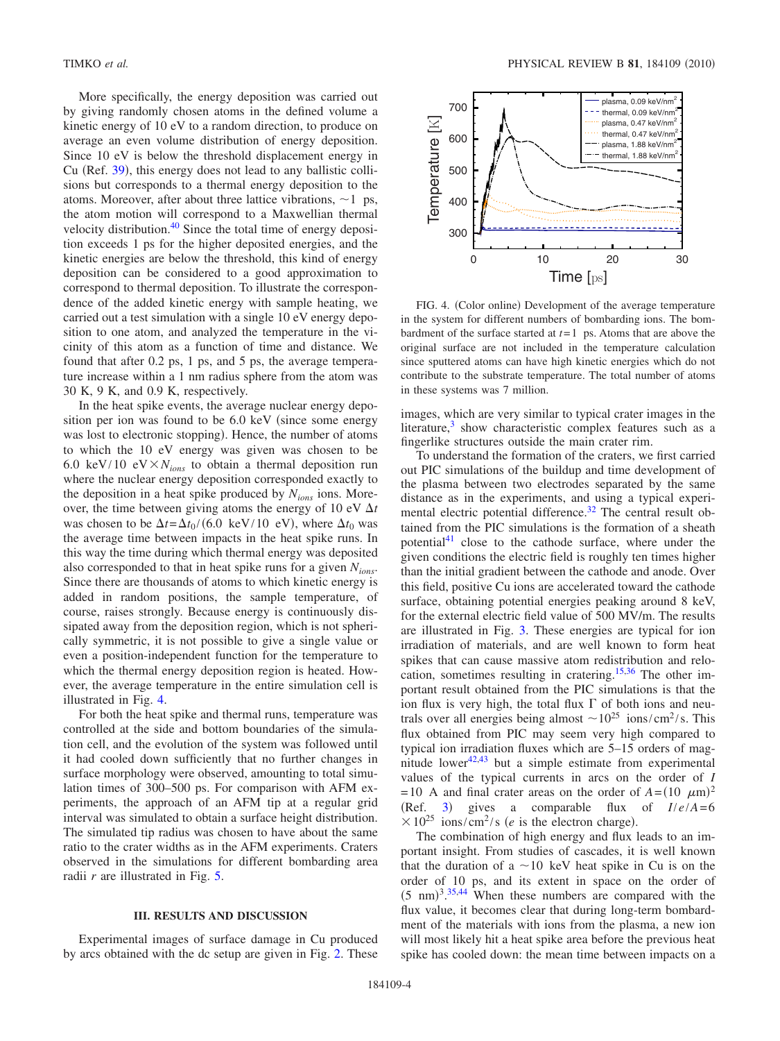More specifically, the energy deposition was carried out by giving randomly chosen atoms in the defined volume a kinetic energy of 10 eV to a random direction, to produce on average an even volume distribution of energy deposition. Since 10 eV is below the threshold displacement energy in Cu (Ref. 39), this energy does not lead to any ballistic collisions but corresponds to a thermal energy deposition to the atoms. Moreover, after about three lattice vibrations, $\sim 1$ ps, the atom motion will correspond to a Maxwellian thermal velocity distribution.[40] Since the total time of energy deposition exceeds 1 ps for the higher deposited energies, and the kinetic energies are below the threshold, this kind of energy deposition can be considered to a good approximation to correspond to thermal deposition. To illustrate the correspondence of the added kinetic energy with sample heating, we carried out a test simulation with a single 10 eV energy deposition to one atom, and analyzed the temperature in the vicinity of this atom as a function of time and distance. We found that after 0.2 ps, 1 ps, and 5 ps, the average temperature increase within a 1 nm radius sphere from the atom was 30 K, 9 K, and 0.9 K, respectively.

In the heat spike events, the average nuclear energy deposition per ion was found to be 6.0 keV (since some energy was lost to electronic stopping). Hence, the number of atoms to which the 10 eV energy was given was chosen to be 6.0 keV/10 eV$\times N_{ions}$ to obtain a thermal deposition run where the nuclear energy deposition corresponded exactly to the deposition in a heat spike produced by $N_{ions}$ ions. Moreover, the time between giving atoms the energy of 10 eV $\Delta t$ was chosen to be $\Delta t = \Delta t_0/(6.0 \text{ keV}/10 \text{ eV})$, where $\Delta t_0$ was the average time between impacts in the heat spike runs. In this way the time during which thermal energy was deposited also corresponded to that in heat spike runs for a given $N_{ions}$. Since there are thousands of atoms to which kinetic energy is added in random positions, the sample temperature, of course, raises strongly. Because energy is continuously dissipated away from the deposition region, which is not spherically symmetric, it is not possible to give a single value or even a position-independent function for the temperature to which the thermal energy deposition region is heated. However, the average temperature in the entire simulation cell is illustrated in Fig. 4.

For both the heat spike and thermal runs, temperature was controlled at the side and bottom boundaries of the simulation cell, and the evolution of the system was followed until it had cooled down sufficiently that no further changes in surface morphology were observed, amounting to total simulation times of 300–500 ps. For comparison with AFM experiments, the approach of an AFM tip at a regular grid interval was simulated to obtain a surface height distribution. The simulated tip radius was chosen to have about the same ratio to the crater widths as in the AFM experiments. Craters observed in the simulations for different bombarding area radii $r$ are illustrated in Fig. 5.

FIG. 4. (Color online) Development of the average temperature in the system for different numbers of bombarding ions. The bombardment of the surface started at $t=1$ ps. Atoms that are above the original surface are not included in the temperature calculation since sputtered atoms can have high kinetic energies which do not contribute to the substrate temperature. The total number of atoms in these systems was 7 million.

## III. RESULTS AND DISCUSSION

Experimental images of surface damage in Cu produced by arcs obtained with the dc setup are given in Fig. 2. These images, which are very similar to typical crater images in the literature,[3] show characteristic complex features such as a fingerlike structures outside the main crater rim.

To understand the formation of the craters, we first carried out PIC simulations of the buildup and time development of the plasma between two electrodes separated by the same distance as in the experiments, and using a typical experimental electric potential difference.[32] The central result obtained from the PIC simulations is the formation of a sheath potential[41] close to the cathode surface, where under the given conditions the electric field is roughly ten times higher than the initial gradient between the cathode and anode. Over this field, positive Cu ions are accelerated toward the cathode surface, obtaining potential energies peaking around 8 keV, for the external electric field value of 500 MV/m. The results are illustrated in Fig. 3. These energies are typical for ion irradiation of materials, and are well known to form heat spikes that can cause massive atom redistribution and relocation, sometimes resulting in cratering.[15,36] The other important result obtained from the PIC simulations is that the ion flux is very high, the total flux $\Gamma$ of both ions and neutrals over all energies being almost $\sim 10^{25}$ ions/cm$^2$/s. This flux obtained from PIC may seem very high compared to typical ion irradiation fluxes which are 5–15 orders of magnitude lower[42,43] but a simple estimate from experimental values of the typical currents in arcs on the order of $I = 10$ A and final crater areas on the order of $A = (10\ \mu\text{m})^2$ (Ref. 3) gives a comparable flux of $I/e/A = 6 \times 10^{25}$ ions/cm$^2$/s ($e$ is the electron charge).

The combination of high energy and flux leads to an important insight. From studies of cascades, it is well known that the duration of a $\sim 10$ keV heat spike in Cu is on the order of 10 ps, and its extent in space on the order of $(5\text{ nm})^3$.[35,44] When these numbers are compared with the flux value, it becomes clear that during long-term bombardment of the materials with ions from the plasma, a new ion will most likely hit a heat spike area before the previous heat spike has cooled down: the mean time between impacts on a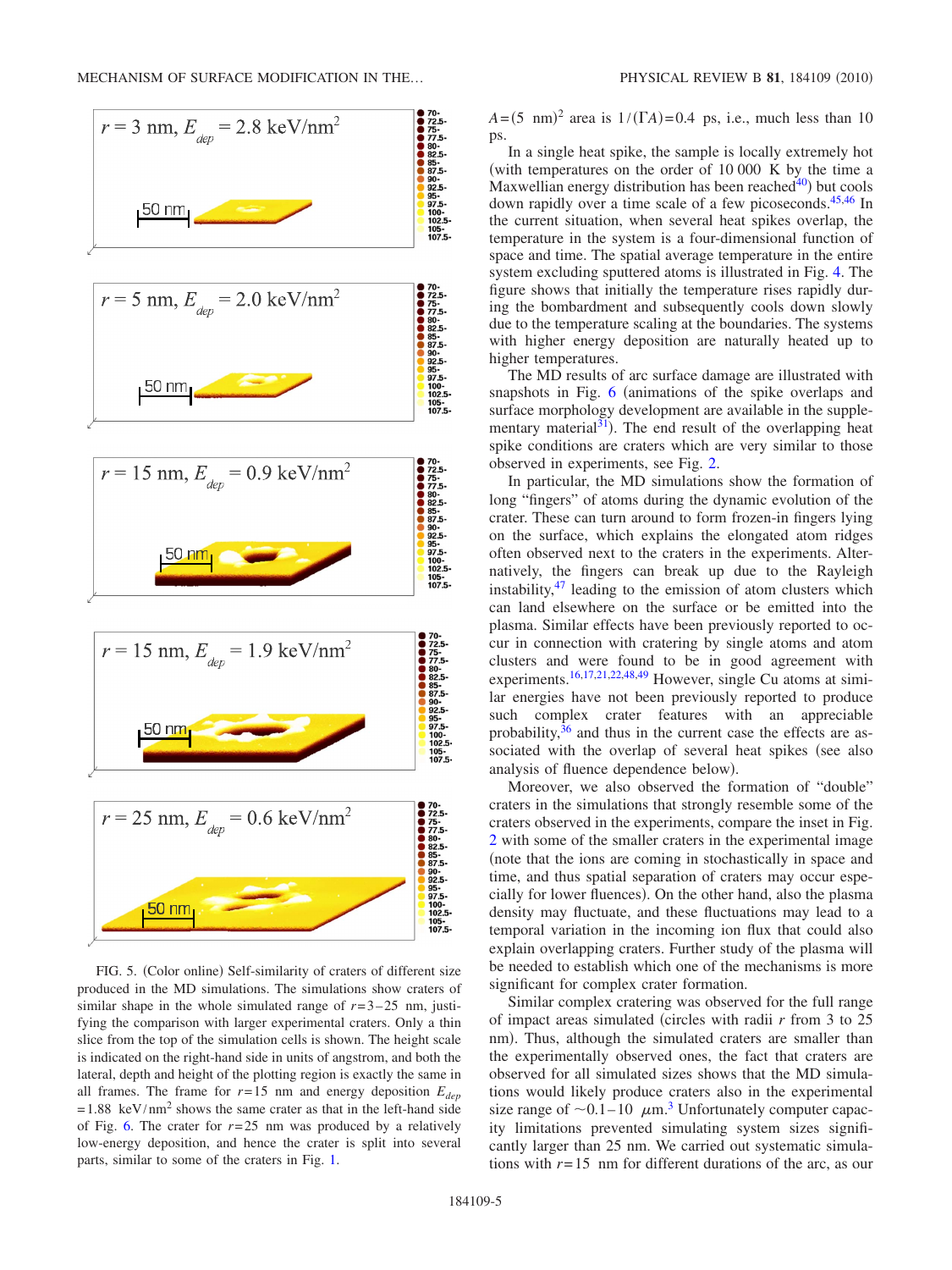FIG. 5. (Color online) Self-similarity of craters of different size produced in the MD simulations. The simulations show craters of similar shape in the whole simulated range of $r = 3-25$ nm, justifying the comparison with larger experimental craters. Only a thin slice from the top of the simulation cells is shown. The height scale is indicated on the right-hand side in units of angstrom, and both the lateral, depth and height of the plotting region is exactly the same in all frames. The frame for $r = 15$ nm and energy deposition $E_{dep} = 1.88$ keV/nm$^2$ shows the same crater as that in the left-hand side of Fig. 6. The crater for $r = 25$ nm was produced by a relatively low-energy deposition, and hence the crater is split into several parts, similar to some of the craters in Fig. 1.

$A = (5 \text{ nm})^2$ area is $1/(\Gamma A) = 0.4$ ps, i.e., much less than 10 ps.

In a single heat spike, the sample is locally extremely hot (with temperatures on the order of 10 000 K by the time a Maxwellian energy distribution has been reached[40]) but cools down rapidly over a time scale of a few picoseconds.[45,46] In the current situation, when several heat spikes overlap, the temperature in the system is a four-dimensional function of space and time. The spatial average temperature in the entire system excluding sputtered atoms is illustrated in Fig. 4. The figure shows that initially the temperature rises rapidly during the bombardment and subsequently cools down slowly due to the temperature scaling at the boundaries. The systems with higher energy deposition are naturally heated up to higher temperatures.

The MD results of arc surface damage are illustrated with snapshots in Fig. 6 (animations of the spike overlaps and surface morphology development are available in the supplementary material[31]). The end result of the overlapping heat spike conditions are craters which are very similar to those observed in experiments, see Fig. 2.

In particular, the MD simulations show the formation of long "fingers" of atoms during the dynamic evolution of the crater. These can turn around to form frozen-in fingers lying on the surface, which explains the elongated atom ridges often observed next to the craters in the experiments. Alternatively, the fingers can break up due to the Rayleigh instability,[47] leading to the emission of atom clusters which can land elsewhere on the surface or be emitted into the plasma. Similar effects have been previously reported to occur in connection with cratering by single atoms and atom clusters and were found to be in good agreement with experiments.[16,17,21,22,48,49] However, single Cu atoms at similar energies have not been previously reported to produce such complex crater features with an appreciable probability,[36] and thus in the current case the effects are associated with the overlap of several heat spikes (see also analysis of fluence dependence below).

Moreover, we also observed the formation of "double" craters in the simulations that strongly resemble some of the craters observed in the experiments, compare the inset in Fig. 2 with some of the smaller craters in the experimental image (note that the ions are coming in stochastically in space and time, and thus spatial separation of craters may occur especially for lower fluences). On the other hand, also the plasma density may fluctuate, and these fluctuations may lead to a temporal variation in the incoming ion flux that could also explain overlapping craters. Further study of the plasma will be needed to establish which one of the mechanisms is more significant for complex crater formation.

Similar complex cratering was observed for the full range of impact areas simulated (circles with radii $r$ from 3 to 25 nm). Thus, although the simulated craters are smaller than the experimentally observed ones, the fact that craters are observed for all simulated sizes shows that the MD simulations would likely produce craters also in the experimental size range of $\sim 0.1-10$ $\mu$m.[3] Unfortunately computer capacity limitations prevented simulating system sizes significantly larger than 25 nm. We carried out systematic simulations with $r = 15$ nm for different durations of the arc, as our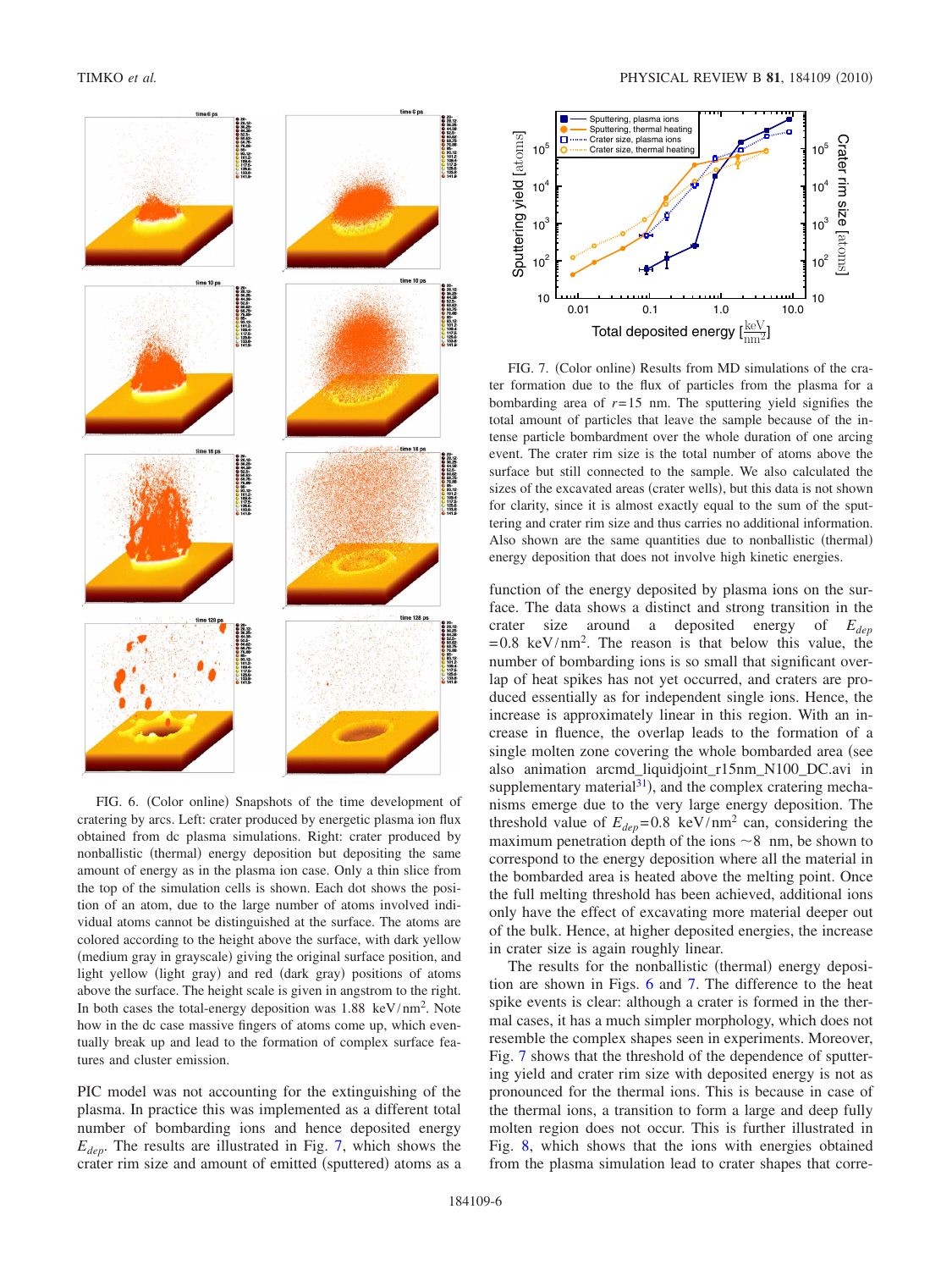FIG. 6. (Color online) Snapshots of the time development of cratering by arcs. Left: crater produced by energetic plasma ion flux obtained from dc plasma simulations. Right: crater produced by nonballistic (thermal) energy deposition but depositing the same amount of energy as in the plasma ion case. Only a thin slice from the top of the simulation cells is shown. Each dot shows the position of an atom, due to the large number of atoms involved individual atoms cannot be distinguished at the surface. The atoms are colored according to the height above the surface, with dark yellow (medium gray in grayscale) giving the original surface position, and light yellow (light gray) and red (dark gray) positions of atoms above the surface. The height scale is given in angstrom to the right. In both cases the total-energy deposition was 1.88 keV/nm$^2$. Note how in the dc case massive fingers of atoms come up, which eventually break up and lead to the formation of complex surface features and cluster emission.

PIC model was not accounting for the extinguishing of the plasma. In practice this was implemented as a different total number of bombarding ions and hence deposited energy $E_{dep}$. The results are illustrated in Fig. 7, which shows the crater rim size and amount of emitted (sputtered) atoms as a function of the energy deposited by plasma ions on the surface. The data shows a distinct and strong transition in the crater size around a deposited energy of $E_{dep}$ $=0.8$ keV/nm$^2$. The reason is that below this value, the number of bombarding ions is so small that significant overlap of heat spikes has not yet occurred, and craters are produced essentially as for independent single ions. Hence, the increase is approximately linear in this region. With an increase in fluence, the overlap leads to the formation of a single molten zone covering the whole bombarded area (see also animation arcmd_liquidjoint_r15nm_N100_DC.avi in supplementary material[31]), and the complex cratering mechanisms emerge due to the very large energy deposition. The threshold value of $E_{dep}=0.8$ keV/nm$^2$ can, considering the maximum penetration depth of the ions $\sim 8$ nm, be shown to correspond to the energy deposition where all the material in the bombarded area is heated above the melting point. Once the full melting threshold has been achieved, additional ions only have the effect of excavating more material deeper out of the bulk. Hence, at higher deposited energies, the increase in crater size is again roughly linear.

The results for the nonballistic (thermal) energy deposition are shown in Figs. 6 and 7. The difference to the heat spike events is clear: although a crater is formed in the thermal cases, it has a much simpler morphology, which does not resemble the complex shapes seen in experiments. Moreover, Fig. 7 shows that the threshold of the dependence of sputtering yield and crater rim size with deposited energy is not as pronounced for the thermal ions. This is because in case of the thermal ions, a transition to form a large and deep fully molten region does not occur. This is further illustrated in Fig. 8, which shows that the ions with energies obtained from the plasma simulation lead to crater shapes that corre-

FIG. 7. (Color online) Results from MD simulations of the crater formation due to the flux of particles from the plasma for a bombarding area of $r=15$ nm. The sputtering yield signifies the total amount of particles that leave the sample because of the intense particle bombardment over the whole duration of one arcing event. The crater rim size is the total number of atoms above the surface but still connected to the sample. We also calculated the sizes of the excavated areas (crater wells), but this data is not shown for clarity, since it is almost exactly equal to the sum of the sputtering and crater rim size and thus carries no additional information. Also shown are the same quantities due to nonballistic (thermal) energy deposition that does not involve high kinetic energies.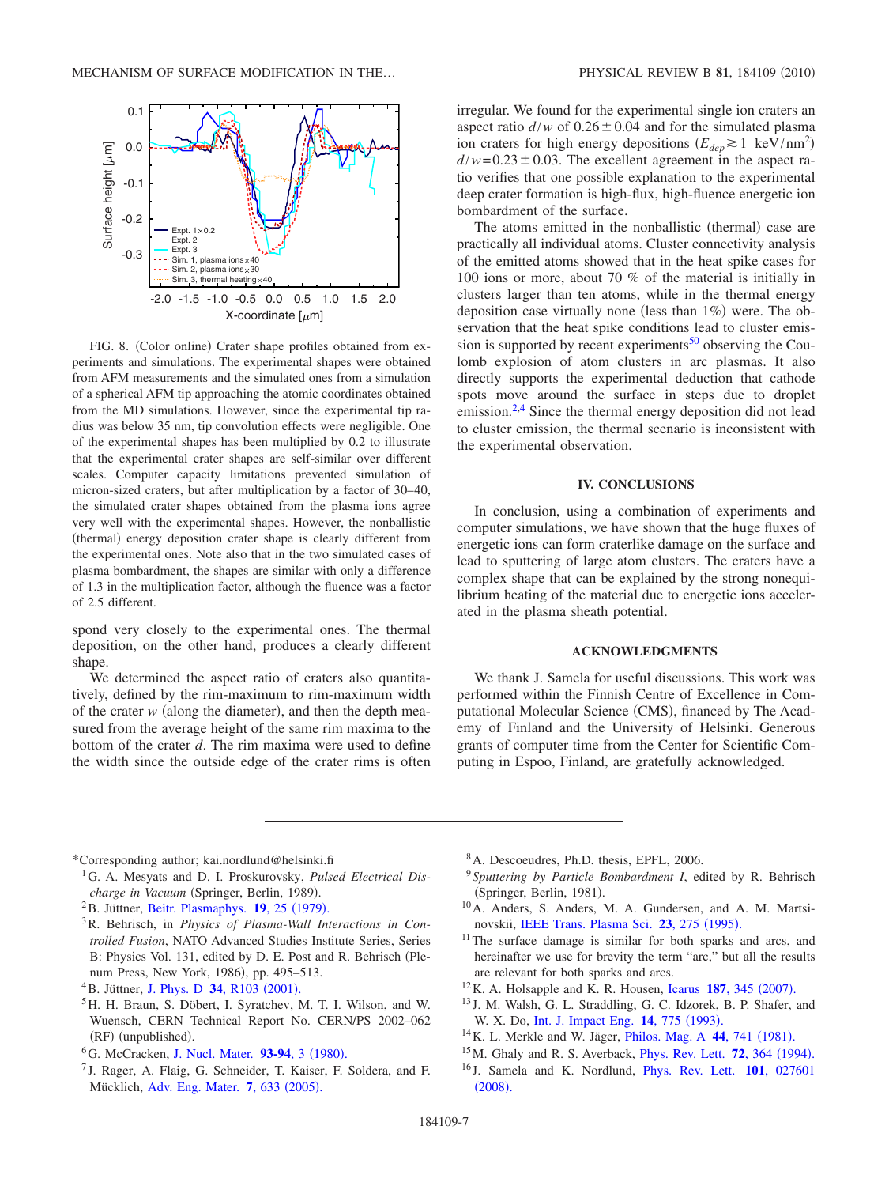FIG. 8. (Color online) Crater shape profiles obtained from experiments and simulations. The experimental shapes were obtained from AFM measurements and the simulated ones from a simulation of a spherical AFM tip approaching the atomic coordinates obtained from the MD simulations. However, since the experimental tip radius was below 35 nm, tip convolution effects were negligible. One of the experimental shapes has been multiplied by 0.2 to illustrate that the experimental crater shapes are self-similar over different scales. Computer capacity limitations prevented simulation of micron-sized craters, but after multiplication by a factor of 30–40, the simulated crater shapes obtained from the plasma ions agree very well with the experimental shapes. However, the nonballistic (thermal) energy deposition crater shape is clearly different from the experimental ones. Note also that in the two simulated cases of plasma bombardment, the shapes are similar with only a difference of 1.3 in the multiplication factor, although the fluence was a factor of 2.5 different.

spond very closely to the experimental ones. The thermal deposition, on the other hand, produces a clearly different shape.

We determined the aspect ratio of craters also quantitatively, defined by the rim-maximum to rim-maximum width of the crater $w$ (along the diameter), and then the depth measured from the average height of the same rim maxima to the bottom of the crater $d$. The rim maxima were used to define the width since the outside edge of the crater rims is often irregular. We found for the experimental single ion craters an aspect ratio $d/w$ of $0.26 \pm 0.04$ and for the simulated plasma ion craters for high energy depositions ($E_{dep} \gtrsim 1$ keV/nm$^2$) $d/w = 0.23 \pm 0.03$. The excellent agreement in the aspect ratio verifies that one possible explanation to the experimental deep crater formation is high-flux, high-fluence energetic ion bombardment of the surface.

The atoms emitted in the nonballistic (thermal) case are practically all individual atoms. Cluster connectivity analysis of the emitted atoms showed that in the heat spike cases for 100 ions or more, about 70 % of the material is initially in clusters larger than ten atoms, while in the thermal energy deposition case virtually none (less than 1%) were. The observation that the heat spike conditions lead to cluster emission is supported by recent experiments[50] observing the Coulomb explosion of atom clusters in arc plasmas. It also directly supports the experimental deduction that cathode spots move around the surface in steps due to droplet emission.[2,4] Since the thermal energy deposition did not lead to cluster emission, the thermal scenario is inconsistent with the experimental observation.

## IV. CONCLUSIONS

In conclusion, using a combination of experiments and computer simulations, we have shown that the huge fluxes of energetic ions can form craterlike damage on the surface and lead to sputtering of large atom clusters. The craters have a complex shape that can be explained by the strong nonequilibrium heating of the material due to energetic ions accelerated in the plasma sheath potential.

## ACKNOWLEDGMENTS

We thank J. Samela for useful discussions. This work was performed within the Finnish Centre of Excellence in Computational Molecular Science (CMS), financed by The Academy of Finland and the University of Helsinki. Generous grants of computer time from the Center for Scientific Computing in Espoo, Finland, are gratefully acknowledged.

---

*Corresponding author; kai.nordlund@helsinki.fi

[1] G. A. Mesyats and D. I. Proskurovsky, *Pulsed Electrical Discharge in Vacuum* (Springer, Berlin, 1989).

[2] B. Jüttner, Beitr. Plasmaphys. **19**, 25 (1979).

[3] R. Behrisch, in *Physics of Plasma-Wall Interactions in Controlled Fusion*, NATO Advanced Studies Institute Series, Series B: Physics Vol. 131, edited by D. E. Post and R. Behrisch (Plenum Press, New York, 1986), pp. 495–513.

[4] B. Jüttner, J. Phys. D **34**, R103 (2001).

[5] H. H. Braun, S. Döbert, I. Syratchev, M. T. I. Wilson, and W. Wuensch, CERN Technical Report No. CERN/PS 2002–062 (RF) (unpublished).

[6] G. McCracken, J. Nucl. Mater. **93-94**, 3 (1980).

[7] J. Rager, A. Flaig, G. Schneider, T. Kaiser, F. Soldera, and F. Mücklich, Adv. Eng. Mater. **7**, 633 (2005).

[8] A. Descoeudres, Ph.D. thesis, EPFL, 2006.

[9] *Sputtering by Particle Bombardment I*, edited by R. Behrisch (Springer, Berlin, 1981).

[10] A. Anders, S. Anders, M. A. Gundersen, and A. M. Martsinovskii, IEEE Trans. Plasma Sci. **23**, 275 (1995).

[11] The surface damage is similar for both sparks and arcs, and hereinafter we use for brevity the term "arc," but all the results are relevant for both sparks and arcs.

[12] K. A. Holsapple and K. R. Housen, Icarus **187**, 345 (2007).

[13] J. M. Walsh, G. L. Straddling, G. C. Idzorek, B. P. Shafer, and W. X. Do, Int. J. Impact Eng. **14**, 775 (1993).

[14] K. L. Merkle and W. Jäger, Philos. Mag. A **44**, 741 (1981).

[15] M. Ghaly and R. S. Averback, Phys. Rev. Lett. **72**, 364 (1994).

[16] J. Samela and K. Nordlund, Phys. Rev. Lett. **101**, 027601 (2008).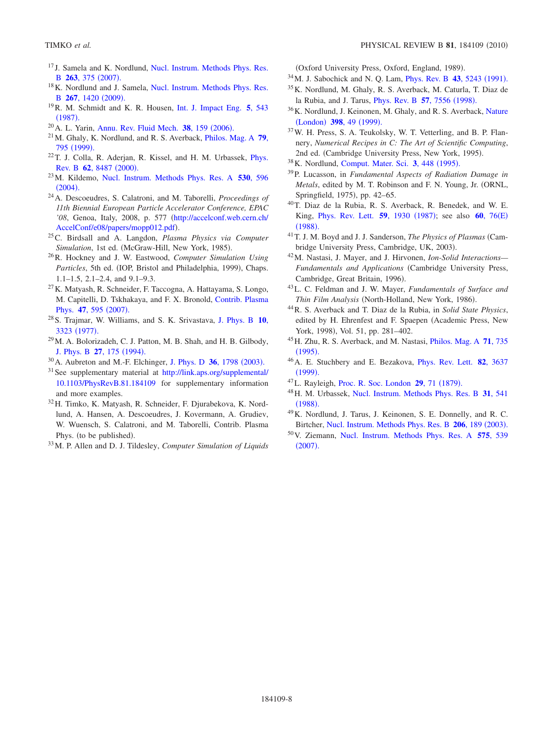[17] J. Samela and K. Nordlund, Nucl. Instrum. Methods Phys. Res. B **263**, 375 (2007).

[18] K. Nordlund and J. Samela, Nucl. Instrum. Methods Phys. Res. B **267**, 1420 (2009).

[19] R. M. Schmidt and K. R. Housen, Int. J. Impact Eng. **5**, 543 (1987).

[20] A. L. Yarin, Annu. Rev. Fluid Mech. **38**, 159 (2006).

[21] M. Ghaly, K. Nordlund, and R. S. Averback, Philos. Mag. A **79**, 795 (1999).

[22] T. J. Colla, R. Aderjan, R. Kissel, and H. M. Urbassek, Phys. Rev. B **62**, 8487 (2000).

[23] M. Kildemo, Nucl. Instrum. Methods Phys. Res. A **530**, 596 (2004).

[24] A. Descoeudres, S. Calatroni, and M. Taborelli, *Proceedings of 11th Biennial European Particle Accelerator Conference, EPAC '08*, Genoa, Italy, 2008, p. 577 (http://accelconf.web.cern.ch/AccelConf/e08/papers/mopp012.pdf).

[25] C. Birdsall and A. Langdon, *Plasma Physics via Computer Simulation*, 1st ed. (McGraw-Hill, New York, 1985).

[26] R. Hockney and J. W. Eastwood, *Computer Simulation Using Particles*, 5th ed. (IOP, Bristol and Philadelphia, 1999), Chaps. 1.1–1.5, 2.1–2.4, and 9.1–9.3.

[27] K. Matyash, R. Schneider, F. Taccogna, A. Hattayama, S. Longo, M. Capitelli, D. Tskhakaya, and F. X. Bronold, Contrib. Plasma Phys. **47**, 595 (2007).

[28] S. Trajmar, W. Williams, and S. K. Srivastava, J. Phys. B **10**, 3323 (1977).

[29] M. A. Bolorizadeh, C. J. Patton, M. B. Shah, and H. B. Gilbody, J. Phys. B **27**, 175 (1994).

[30] A. Aubreton and M.-F. Elchinger, J. Phys. D **36**, 1798 (2003).

[31] See supplementary material at http://link.aps.org/supplemental/10.1103/PhysRevB.81.184109 for supplementary information and more examples.

[32] H. Timko, K. Matyash, R. Schneider, F. Djurabekova, K. Nordlund, A. Hansen, A. Descoeudres, J. Kovermann, A. Grudiev, W. Wuensch, S. Calatroni, and M. Taborelli, Contrib. Plasma Phys. (to be published).

[33] M. P. Allen and D. J. Tildesley, *Computer Simulation of Liquids* (Oxford University Press, Oxford, England, 1989).

[34] M. J. Sabochick and N. Q. Lam, Phys. Rev. B **43**, 5243 (1991).

[35] K. Nordlund, M. Ghaly, R. S. Averback, M. Caturla, T. Diaz de la Rubia, and J. Tarus, Phys. Rev. B **57**, 7556 (1998).

[36] K. Nordlund, J. Keinonen, M. Ghaly, and R. S. Averback, Nature (London) **398**, 49 (1999).

[37] W. H. Press, S. A. Teukolsky, W. T. Vetterling, and B. P. Flannery, *Numerical Recipes in C: The Art of Scientific Computing*, 2nd ed. (Cambridge University Press, New York, 1995).

[38] K. Nordlund, Comput. Mater. Sci. **3**, 448 (1995).

[39] P. Lucasson, in *Fundamental Aspects of Radiation Damage in Metals*, edited by M. T. Robinson and F. N. Young, Jr. (ORNL, Springfield, 1975), pp. 42–65.

[40] T. Diaz de la Rubia, R. S. Averback, R. Benedek, and W. E. King, Phys. Rev. Lett. **59**, 1930 (1987); see also **60**, 76(E) (1988).

[41] T. J. M. Boyd and J. J. Sanderson, *The Physics of Plasmas* (Cambridge University Press, Cambridge, UK, 2003).

[42] M. Nastasi, J. Mayer, and J. Hirvonen, *Ion-Solid Interactions—Fundamentals and Applications* (Cambridge University Press, Cambridge, Great Britain, 1996).

[43] L. C. Feldman and J. W. Mayer, *Fundamentals of Surface and Thin Film Analysis* (North-Holland, New York, 1986).

[44] R. S. Averback and T. Diaz de la Rubia, in *Solid State Physics*, edited by H. Ehrenfest and F. Spaepen (Academic Press, New York, 1998), Vol. 51, pp. 281–402.

[45] H. Zhu, R. S. Averback, and M. Nastasi, Philos. Mag. A **71**, 735 (1995).

[46] A. E. Stuchbery and E. Bezakova, Phys. Rev. Lett. **82**, 3637 (1999).

[47] L. Rayleigh, Proc. R. Soc. London **29**, 71 (1879).

[48] H. M. Urbassek, Nucl. Instrum. Methods Phys. Res. B **31**, 541 (1988).

[49] K. Nordlund, J. Tarus, J. Keinonen, S. E. Donnelly, and R. C. Birtcher, Nucl. Instrum. Methods Phys. Res. B **206**, 189 (2003).

[50] V. Ziemann, Nucl. Instrum. Methods Phys. Res. A **575**, 539 (2007).